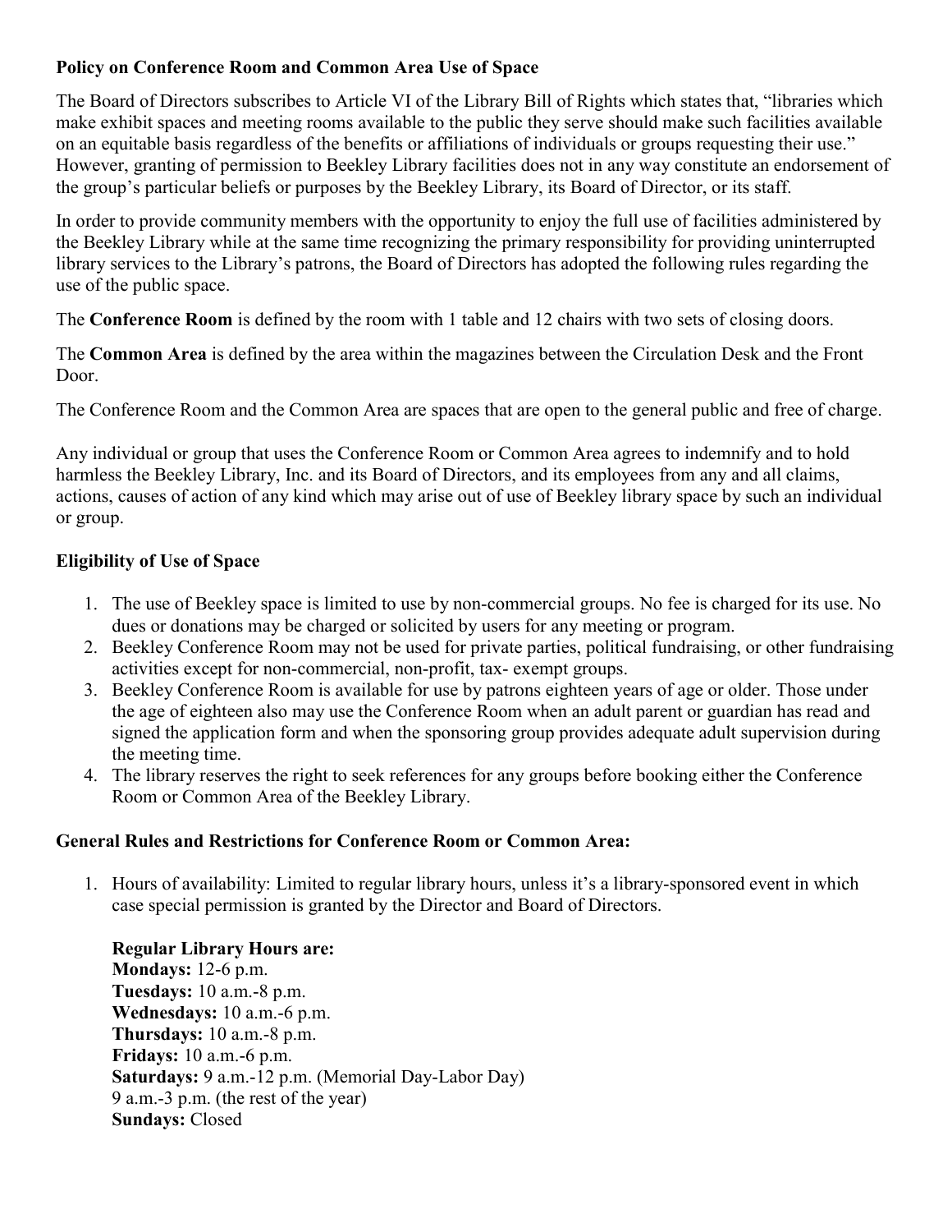**Policy on Conference Room and Common Area Use of Space**

The Board of Directors subscribes to Article VI of the Library Bill of Rights which states that, "libraries which make exhibit spaces and meeting rooms available to the public they serve should make such facilities available on an equitable basis regardless of the benefits or affiliations of individuals or groups requesting their use." However, granting of permission to Beekley Library facilities does not in any way constitute an endorsement of the group's particular beliefs or purposes by the Beekley Library, its Board of Director, or its staff.

In order to provide community members with the opportunity to enjoy the full use of facilities administered by the Beekley Library while at the same time recognizing the primary responsibility for providing uninterrupted library services to the Library's patrons, the Board of Directors has adopted the following rules regarding the use of the public space.

The **Conference Room** is defined by the room with 1 table and 12 chairs with two sets of closing doors.

The **Common Area** is defined by the area within the magazines between the Circulation Desk and the Front Door.

The Conference Room and the Common Area are spaces that are open to the general public and free of charge.

Any individual or group that uses the Conference Room or Common Area agrees to indemnify and to hold harmless the Beekley Library, Inc. and its Board of Directors, and its employees from any and all claims, actions, causes of action of any kind which may arise out of use of Beekley library space by such an individual or group.

**Eligibility of Use of Space**

1. The use of Beekley space is limited to use by non-commercial groups. No fee is charged for its use. No dues or donations may be charged or solicited by users for any meeting or program.
2. Beekley Conference Room may not be used for private parties, political fundraising, or other fundraising activities except for non-commercial, non-profit, tax- exempt groups.
3. Beekley Conference Room is available for use by patrons eighteen years of age or older. Those under the age of eighteen also may use the Conference Room when an adult parent or guardian has read and signed the application form and when the sponsoring group provides adequate adult supervision during the meeting time.
4. The library reserves the right to seek references for any groups before booking either the Conference Room or Common Area of the Beekley Library.

**General Rules and Restrictions for Conference Room or Common Area:**

1. Hours of availability: Limited to regular library hours, unless it's a library-sponsored event in which case special permission is granted by the Director and Board of Directors.

   **Regular Library Hours are:**
   **Mondays:** 12-6 p.m.
   **Tuesdays:** 10 a.m.-8 p.m.
   **Wednesdays:** 10 a.m.-6 p.m.
   **Thursdays:** 10 a.m.-8 p.m.
   **Fridays:** 10 a.m.-6 p.m.
   **Saturdays:** 9 a.m.-12 p.m. (Memorial Day-Labor Day)
   9 a.m.-3 p.m. (the rest of the year)
   **Sundays:** Closed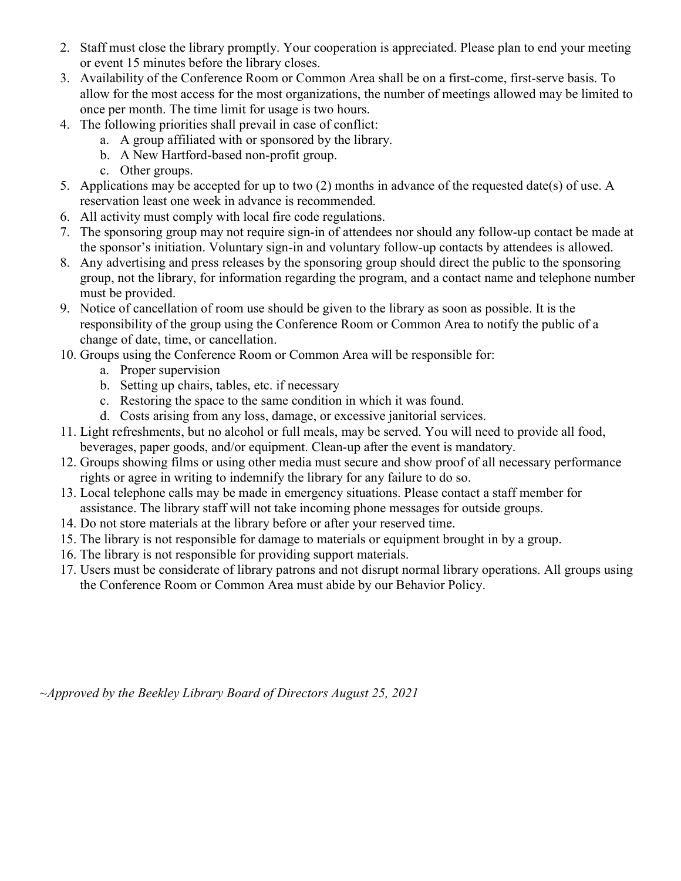2. Staff must close the library promptly. Your cooperation is appreciated. Please plan to end your meeting or event 15 minutes before the library closes.
3. Availability of the Conference Room or Common Area shall be on a first-come, first-serve basis. To allow for the most access for the most organizations, the number of meetings allowed may be limited to once per month. The time limit for usage is two hours.
4. The following priorities shall prevail in case of conflict:
   a. A group affiliated with or sponsored by the library.
   b. A New Hartford-based non-profit group.
   c. Other groups.
5. Applications may be accepted for up to two (2) months in advance of the requested date(s) of use. A reservation least one week in advance is recommended.
6. All activity must comply with local fire code regulations.
7. The sponsoring group may not require sign-in of attendees nor should any follow-up contact be made at the sponsor's initiation. Voluntary sign-in and voluntary follow-up contacts by attendees is allowed.
8. Any advertising and press releases by the sponsoring group should direct the public to the sponsoring group, not the library, for information regarding the program, and a contact name and telephone number must be provided.
9. Notice of cancellation of room use should be given to the library as soon as possible. It is the responsibility of the group using the Conference Room or Common Area to notify the public of a change of date, time, or cancellation.
10. Groups using the Conference Room or Common Area will be responsible for:
    a. Proper supervision
    b. Setting up chairs, tables, etc. if necessary
    c. Restoring the space to the same condition in which it was found.
    d. Costs arising from any loss, damage, or excessive janitorial services.
11. Light refreshments, but no alcohol or full meals, may be served. You will need to provide all food, beverages, paper goods, and/or equipment. Clean-up after the event is mandatory.
12. Groups showing films or using other media must secure and show proof of all necessary performance rights or agree in writing to indemnify the library for any failure to do so.
13. Local telephone calls may be made in emergency situations. Please contact a staff member for assistance. The library staff will not take incoming phone messages for outside groups.
14. Do not store materials at the library before or after your reserved time.
15. The library is not responsible for damage to materials or equipment brought in by a group.
16. The library is not responsible for providing support materials.
17. Users must be considerate of library patrons and not disrupt normal library operations. All groups using the Conference Room or Common Area must abide by our Behavior Policy.

*~Approved by the Beekley Library Board of Directors August 25, 2021*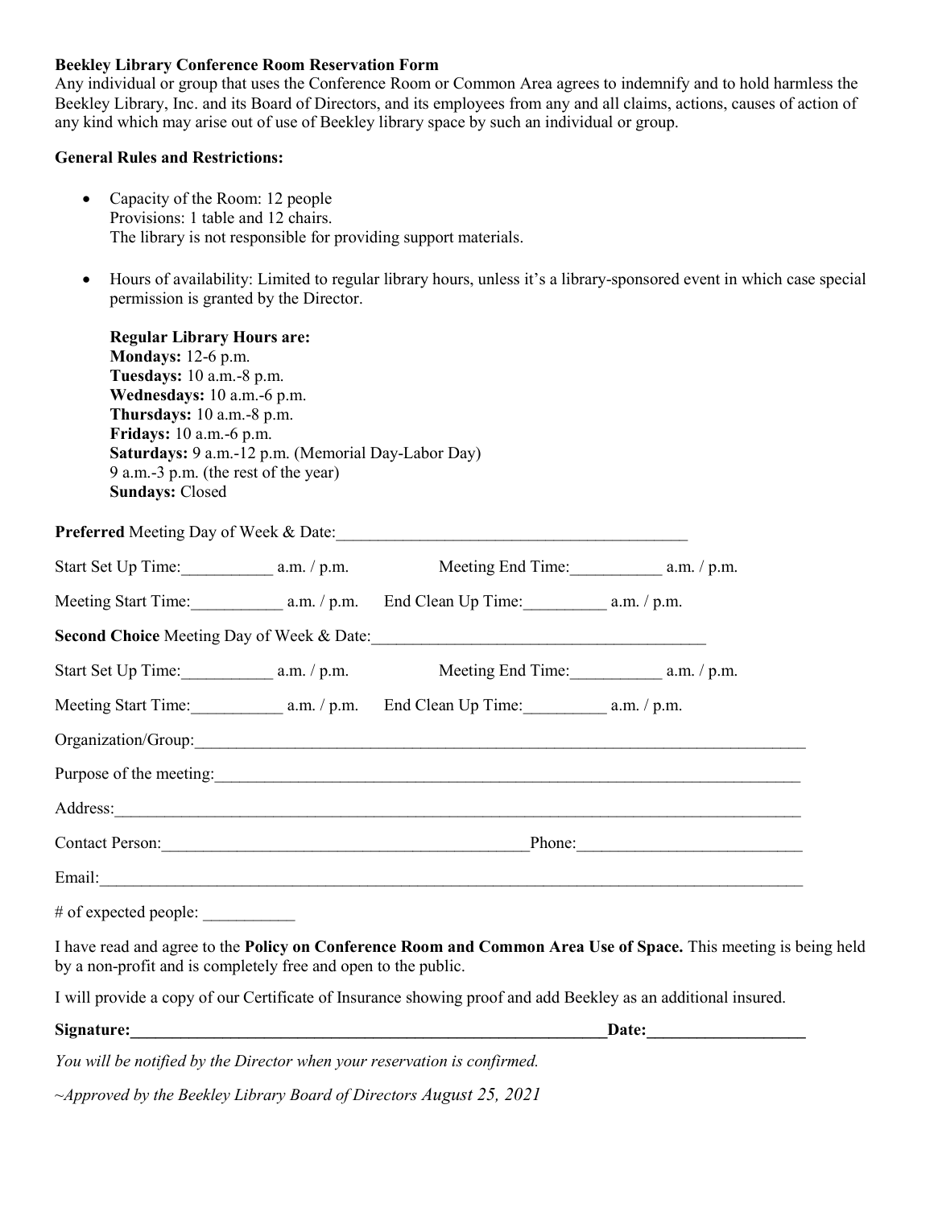**Beekley Library Conference Room Reservation Form**

Any individual or group that uses the Conference Room or Common Area agrees to indemnify and to hold harmless the Beekley Library, Inc. and its Board of Directors, and its employees from any and all claims, actions, causes of action of any kind which may arise out of use of Beekley library space by such an individual or group.

**General Rules and Restrictions:**

- Capacity of the Room: 12 people
  Provisions: 1 table and 12 chairs.
  The library is not responsible for providing support materials.
- Hours of availability: Limited to regular library hours, unless it's a library-sponsored event in which case special permission is granted by the Director.

  **Regular Library Hours are:**
  **Mondays:** 12-6 p.m.
  **Tuesdays:** 10 a.m.-8 p.m.
  **Wednesdays:** 10 a.m.-6 p.m.
  **Thursdays:** 10 a.m.-8 p.m.
  **Fridays:** 10 a.m.-6 p.m.
  **Saturdays:** 9 a.m.-12 p.m. (Memorial Day-Labor Day)
  9 a.m.-3 p.m. (the rest of the year)
  **Sundays:** Closed

**Preferred** Meeting Day of Week & Date:___________________________________________

Start Set Up Time:___________ a.m. / p.m. Meeting End Time:___________ a.m. / p.m.

Meeting Start Time:___________ a.m. / p.m. End Clean Up Time:__________ a.m. / p.m.

**Second Choice** Meeting Day of Week & Date:________________________________________

Start Set Up Time:___________ a.m. / p.m. Meeting End Time:___________ a.m. / p.m.

Meeting Start Time:___________ a.m. / p.m. End Clean Up Time:__________ a.m. / p.m.

Organization/Group:___________________________________________________________________________

Purpose of the meeting:_______________________________________________________________________

Address:______________________________________________________________________________________

Contact Person:_____________________________________________Phone:___________________________

Email:________________________________________________________________________________________

# of expected people: ___________

I have read and agree to the **Policy on Conference Room and Common Area Use of Space.** This meeting is being held by a non-profit and is completely free and open to the public.

I will provide a copy of our Certificate of Insurance showing proof and add Beekley as an additional insured.

**Signature:____________________________________________________________Date:___________________**

*You will be notified by the Director when your reservation is confirmed.*

*~Approved by the Beekley Library Board of Directors August 25, 2021*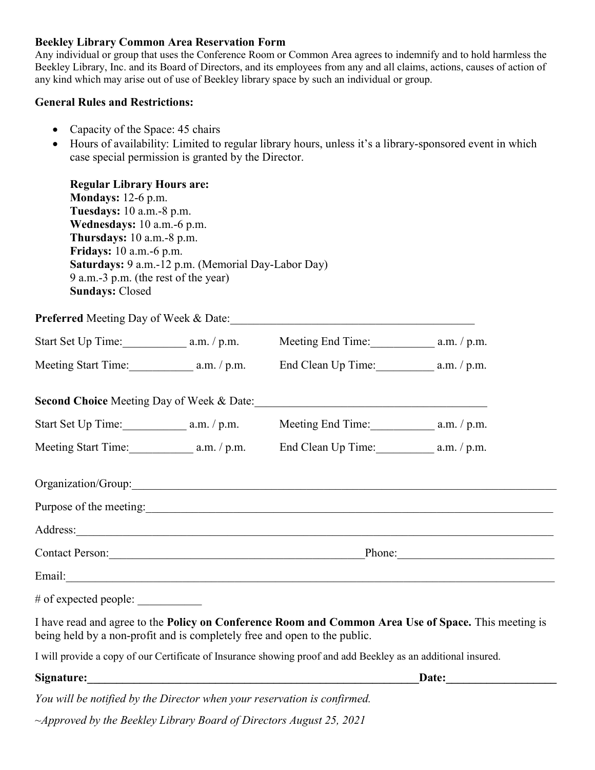**Beekley Library Common Area Reservation Form**

Any individual or group that uses the Conference Room or Common Area agrees to indemnify and to hold harmless the Beekley Library, Inc. and its Board of Directors, and its employees from any and all claims, actions, causes of action of any kind which may arise out of use of Beekley library space by such an individual or group.

**General Rules and Restrictions:**

- Capacity of the Space: 45 chairs
- Hours of availability: Limited to regular library hours, unless it's a library-sponsored event in which case special permission is granted by the Director.

**Regular Library Hours are:**
**Mondays:** 12-6 p.m.
**Tuesdays:** 10 a.m.-8 p.m.
**Wednesdays:** 10 a.m.-6 p.m.
**Thursdays:** 10 a.m.-8 p.m.
**Fridays:** 10 a.m.-6 p.m.
**Saturdays:** 9 a.m.-12 p.m. (Memorial Day-Labor Day)
9 a.m.-3 p.m. (the rest of the year)
**Sundays:** Closed

**Preferred** Meeting Day of Week & Date:\_\_\_\_\_\_\_\_\_\_\_\_\_\_\_\_\_\_\_\_\_\_\_\_\_\_\_\_\_\_\_\_\_\_\_\_\_\_\_\_\_\_

Start Set Up Time:\_\_\_\_\_\_\_\_\_\_\_ a.m. / p.m. Meeting End Time:\_\_\_\_\_\_\_\_\_\_\_ a.m. / p.m.

Meeting Start Time:\_\_\_\_\_\_\_\_\_\_\_ a.m. / p.m. End Clean Up Time:\_\_\_\_\_\_\_\_\_\_ a.m. / p.m.

**Second Choice** Meeting Day of Week & Date:\_\_\_\_\_\_\_\_\_\_\_\_\_\_\_\_\_\_\_\_\_\_\_\_\_\_\_\_\_\_\_\_\_\_\_\_\_\_\_\_

Start Set Up Time:\_\_\_\_\_\_\_\_\_\_\_ a.m. / p.m. Meeting End Time:\_\_\_\_\_\_\_\_\_\_\_ a.m. / p.m.

Meeting Start Time:\_\_\_\_\_\_\_\_\_\_\_ a.m. / p.m. End Clean Up Time:\_\_\_\_\_\_\_\_\_\_ a.m. / p.m.

Organization/Group:\_\_\_\_\_\_\_\_\_\_\_\_\_\_\_\_\_\_\_\_\_\_\_\_\_\_\_\_\_\_\_\_\_\_\_\_\_\_\_\_\_\_\_\_\_\_\_\_\_\_\_\_\_\_\_\_\_\_\_\_\_\_\_\_\_\_

Purpose of the meeting:\_\_\_\_\_\_\_\_\_\_\_\_\_\_\_\_\_\_\_\_\_\_\_\_\_\_\_\_\_\_\_\_\_\_\_\_\_\_\_\_\_\_\_\_\_\_\_\_\_\_\_\_\_\_\_\_\_\_\_\_\_\_\_

Address:\_\_\_\_\_\_\_\_\_\_\_\_\_\_\_\_\_\_\_\_\_\_\_\_\_\_\_\_\_\_\_\_\_\_\_\_\_\_\_\_\_\_\_\_\_\_\_\_\_\_\_\_\_\_\_\_\_\_\_\_\_\_\_\_\_\_\_\_\_\_\_\_\_\_

Contact Person:\_\_\_\_\_\_\_\_\_\_\_\_\_\_\_\_\_\_\_\_\_\_\_\_\_\_\_\_\_\_\_\_\_\_\_\_\_\_\_\_\_\_\_\_Phone:\_\_\_\_\_\_\_\_\_\_\_\_\_\_\_\_\_\_\_\_\_\_\_\_\_\_\_

Email:\_\_\_\_\_\_\_\_\_\_\_\_\_\_\_\_\_\_\_\_\_\_\_\_\_\_\_\_\_\_\_\_\_\_\_\_\_\_\_\_\_\_\_\_\_\_\_\_\_\_\_\_\_\_\_\_\_\_\_\_\_\_\_\_\_\_\_\_\_\_\_\_\_\_\_\_

# of expected people: \_\_\_\_\_\_\_\_\_\_\_

I have read and agree to the **Policy on Conference Room and Common Area Use of Space.** This meeting is being held by a non-profit and is completely free and open to the public.

I will provide a copy of our Certificate of Insurance showing proof and add Beekley as an additional insured.

**Signature:\_\_\_\_\_\_\_\_\_\_\_\_\_\_\_\_\_\_\_\_\_\_\_\_\_\_\_\_\_\_\_\_\_\_\_\_\_\_\_\_\_\_\_\_\_\_\_\_\_\_\_\_\_\_\_\_\_\_\_\_Date:\_\_\_\_\_\_\_\_\_\_\_\_\_\_\_\_\_\_\_**

*You will be notified by the Director when your reservation is confirmed.*

*~Approved by the Beekley Library Board of Directors August 25, 2021*